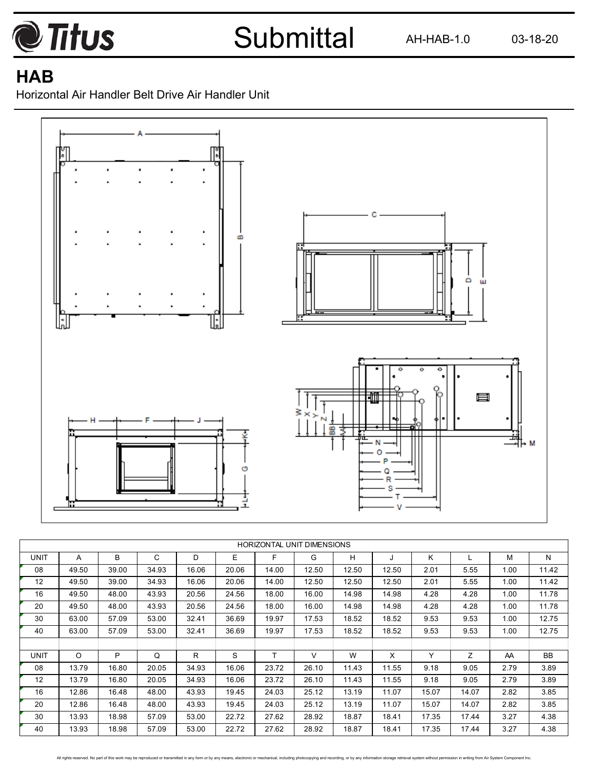# Titus

# Submittal

AH-HAB-1.0 03-18-20

## HAB

Horizontal Air Handler Belt Drive Air Handler Unit

| HORIZONTAL UNIT DIMENSIONS | | | | | | | | | | | | | |
|---|---|---|---|---|---|---|---|---|---|---|---|---|---|
| UNIT | A | B | C | D | E | F | G | H | J | K | L | M | N |
| 08 | 49.50 | 39.00 | 34.93 | 16.06 | 20.06 | 14.00 | 12.50 | 12.50 | 12.50 | 2.01 | 5.55 | 1.00 | 11.42 |
| 12 | 49.50 | 39.00 | 34.93 | 16.06 | 20.06 | 14.00 | 12.50 | 12.50 | 12.50 | 2.01 | 5.55 | 1.00 | 11.42 |
| 16 | 49.50 | 48.00 | 43.93 | 20.56 | 24.56 | 18.00 | 16.00 | 14.98 | 14.98 | 4.28 | 4.28 | 1.00 | 11.78 |
| 20 | 49.50 | 48.00 | 43.93 | 20.56 | 24.56 | 18.00 | 16.00 | 14.98 | 14.98 | 4.28 | 4.28 | 1.00 | 11.78 |
| 30 | 63.00 | 57.09 | 53.00 | 32.41 | 36.69 | 19.97 | 17.53 | 18.52 | 18.52 | 9.53 | 9.53 | 1.00 | 12.75 |
| 40 | 63.00 | 57.09 | 53.00 | 32.41 | 36.69 | 19.97 | 17.53 | 18.52 | 18.52 | 9.53 | 9.53 | 1.00 | 12.75 |
| | | | | | | | | | | | | | |
| UNIT | O | P | Q | R | S | T | V | W | X | Y | Z | AA | BB |
| 08 | 13.79 | 16.80 | 20.05 | 34.93 | 16.06 | 23.72 | 26.10 | 11.43 | 11.55 | 9.18 | 9.05 | 2.79 | 3.89 |
| 12 | 13.79 | 16.80 | 20.05 | 34.93 | 16.06 | 23.72 | 26.10 | 11.43 | 11.55 | 9.18 | 9.05 | 2.79 | 3.89 |
| 16 | 12.86 | 16.48 | 48.00 | 43.93 | 19.45 | 24.03 | 25.12 | 13.19 | 11.07 | 15.07 | 14.07 | 2.82 | 3.85 |
| 20 | 12.86 | 16.48 | 48.00 | 43.93 | 19.45 | 24.03 | 25.12 | 13.19 | 11.07 | 15.07 | 14.07 | 2.82 | 3.85 |
| 30 | 13.93 | 18.98 | 57.09 | 53.00 | 22.72 | 27.62 | 28.92 | 18.87 | 18.41 | 17.35 | 17.44 | 3.27 | 4.38 |
| 40 | 13.93 | 18.98 | 57.09 | 53.00 | 22.72 | 27.62 | 28.92 | 18.87 | 18.41 | 17.35 | 17.44 | 3.27 | 4.38 |

All rights reserved. No part of this work may be reproduced or transmitted in any form or by any means, electronic or mechanical, including photocopying and recording, or by any information storage retrieval system without permission in writing from Air System Component Inc.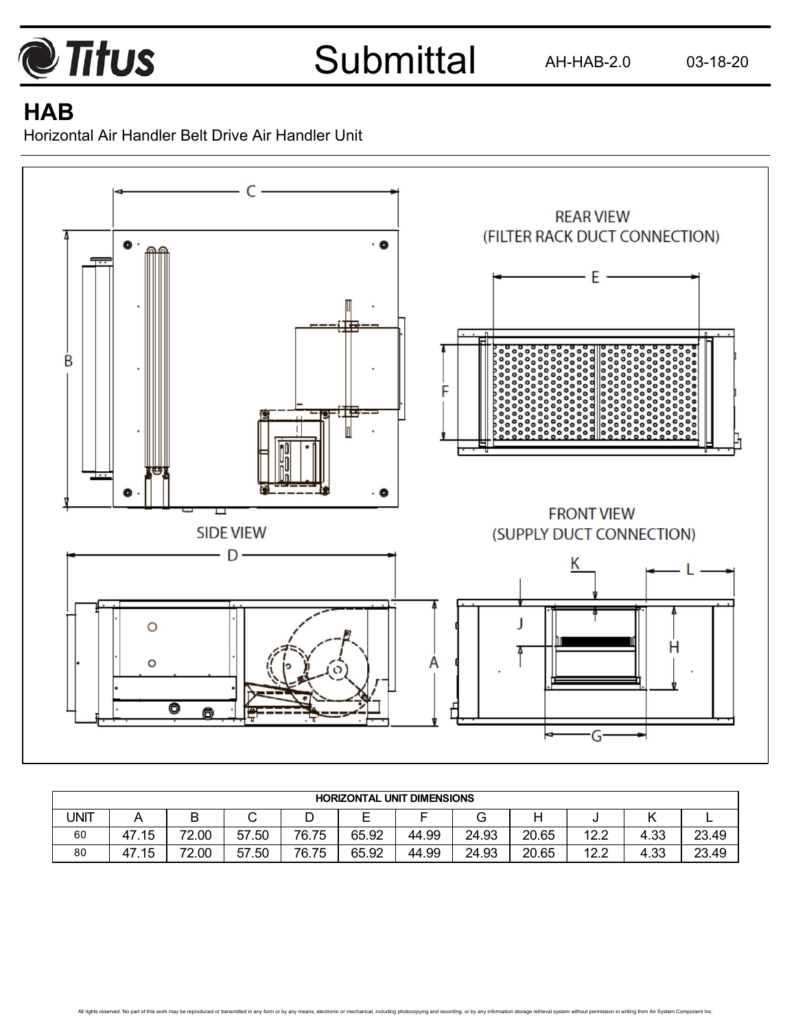# HAB

Horizontal Air Handler Belt Drive Air Handler Unit

REAR VIEW (FILTER RACK DUCT CONNECTION)

SIDE VIEW

FRONT VIEW (SUPPLY DUCT CONNECTION)

| HORIZONTAL UNIT DIMENSIONS | | | | | | | | | | | |
|---|---|---|---|---|---|---|---|---|---|---|---|
| UNIT | A | B | C | D | E | F | G | H | J | K | L |
| 60 | 47.15 | 72.00 | 57.50 | 76.75 | 65.92 | 44.99 | 24.93 | 20.65 | 12.2 | 4.33 | 23.49 |
| 80 | 47.15 | 72.00 | 57.50 | 76.75 | 65.92 | 44.99 | 24.93 | 20.65 | 12.2 | 4.33 | 23.49 |

All rights reserved. No part of this work may be reproduced or transmitted in any form or by any means, electronic or mechanical, including photocopying and recording, or by any information storage retrieval system without permission in writing from Air System Component Inc.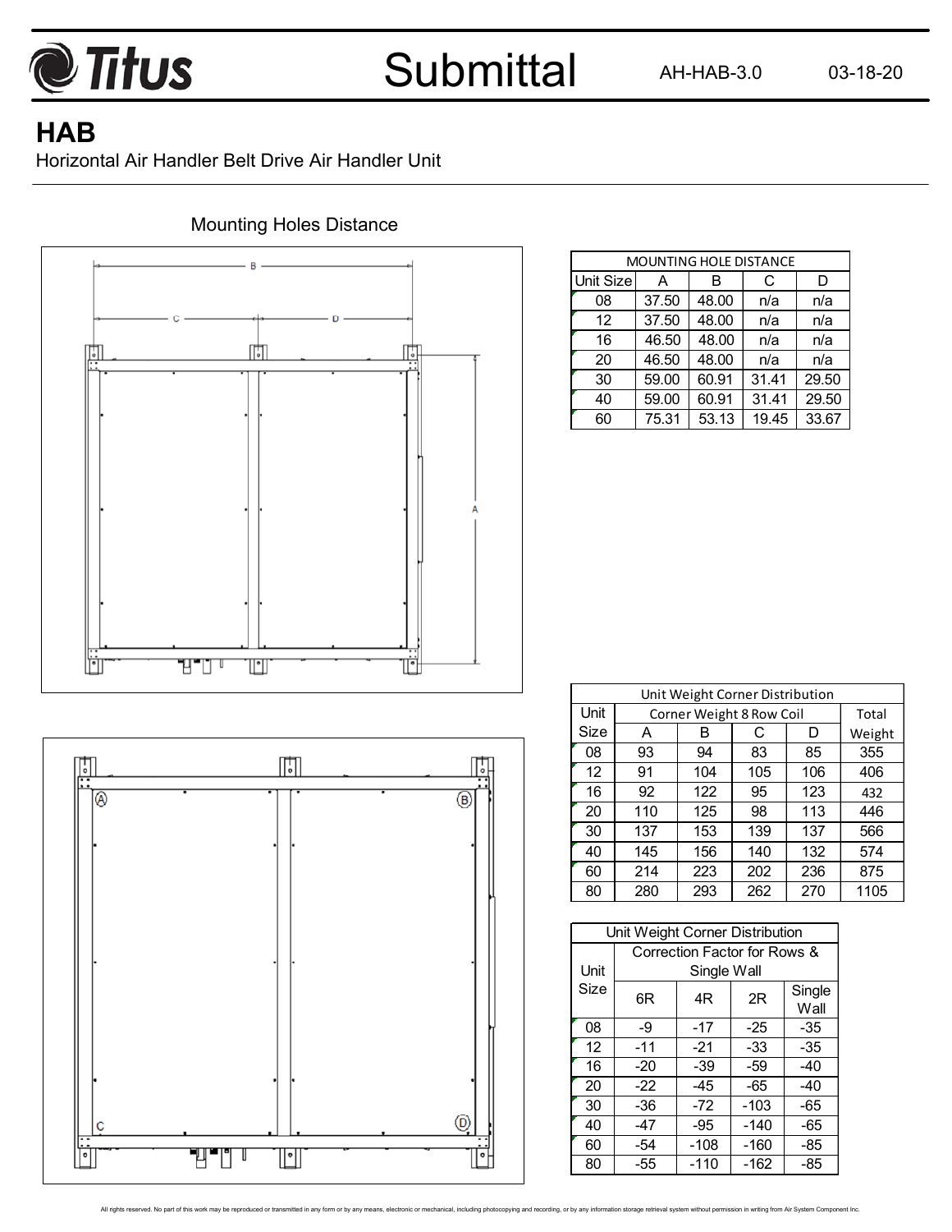# HAB

Horizontal Air Handler Belt Drive Air Handler Unit

## Mounting Holes Distance

| MOUNTING HOLE DISTANCE | | | | |
|---|---|---|---|---|
| Unit Size | A | B | C | D |
| 08 | 37.50 | 48.00 | n/a | n/a |
| 12 | 37.50 | 48.00 | n/a | n/a |
| 16 | 46.50 | 48.00 | n/a | n/a |
| 20 | 46.50 | 48.00 | n/a | n/a |
| 30 | 59.00 | 60.91 | 31.41 | 29.50 |
| 40 | 59.00 | 60.91 | 31.41 | 29.50 |
| 60 | 75.31 | 53.13 | 19.45 | 33.67 |

| Unit Weight Corner Distribution | | | | | |
|---|---|---|---|---|---|
| Unit Size | Corner Weight 8 Row Coil | | | | Total Weight |
| | A | B | C | D | |
| 08 | 93 | 94 | 83 | 85 | 355 |
| 12 | 91 | 104 | 105 | 106 | 406 |
| 16 | 92 | 122 | 95 | 123 | 432 |
| 20 | 110 | 125 | 98 | 113 | 446 |
| 30 | 137 | 153 | 139 | 137 | 566 |
| 40 | 145 | 156 | 140 | 132 | 574 |
| 60 | 214 | 223 | 202 | 236 | 875 |
| 80 | 280 | 293 | 262 | 270 | 1105 |

| Unit Weight Corner Distribution | | | | |
|---|---|---|---|---|
| Unit Size | Correction Factor for Rows & Single Wall | | | |
| | 6R | 4R | 2R | Single Wall |
| 08 | -9 | -17 | -25 | -35 |
| 12 | -11 | -21 | -33 | -35 |
| 16 | -20 | -39 | -59 | -40 |
| 20 | -22 | -45 | -65 | -40 |
| 30 | -36 | -72 | -103 | -65 |
| 40 | -47 | -95 | -140 | -65 |
| 60 | -54 | -108 | -160 | -85 |
| 80 | -55 | -110 | -162 | -85 |

All rights reserved. No part of this work may be reproduced or transmitted in any form or by any means, electronic or mechanical, including photocopying and recording, or by any information storage retrieval system without permission in writing from Air System Component Inc.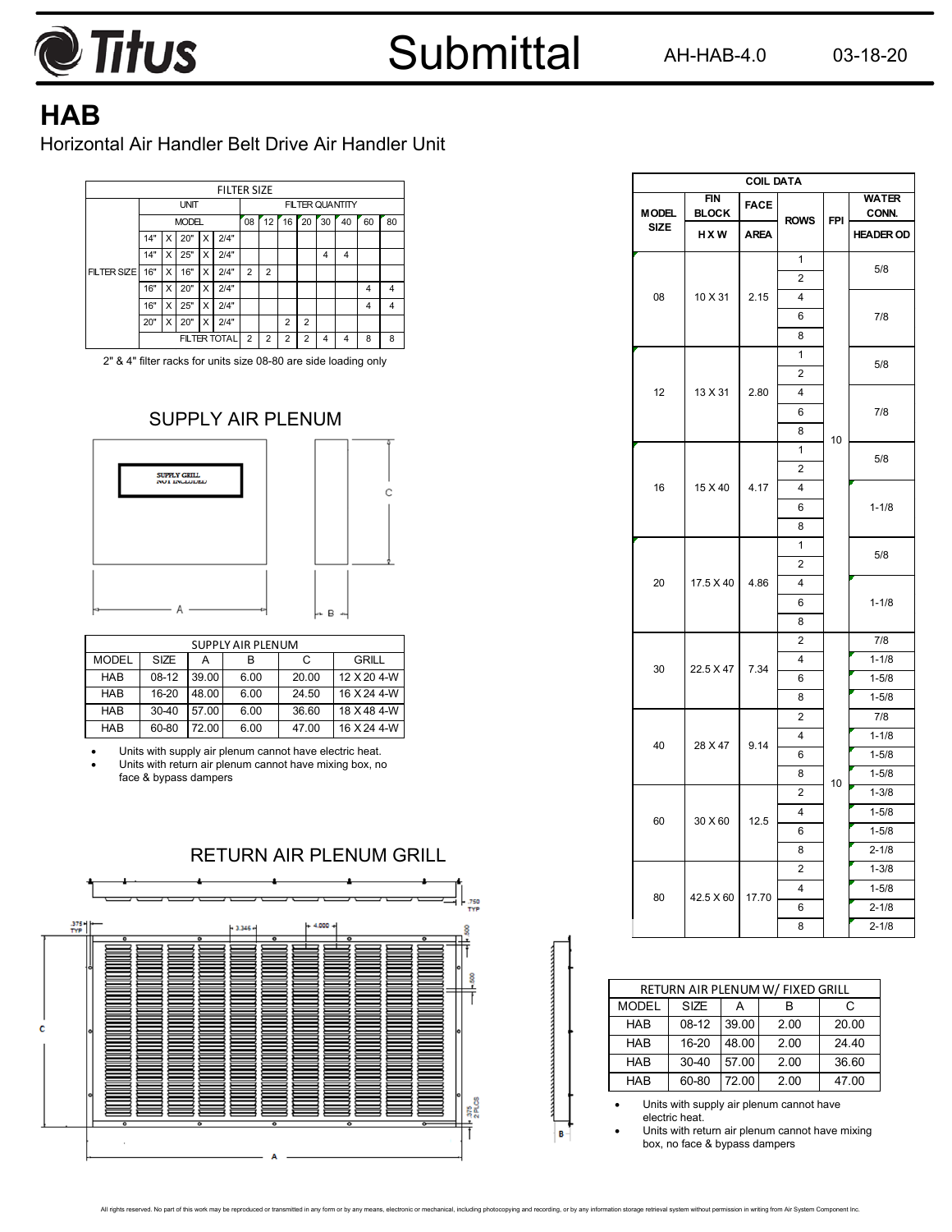# Submittal

AH-HAB-4.0 03-18-20

## HAB

Horizontal Air Handler Belt Drive Air Handler Unit

| FILTER SIZE | | | | | | | | | | | | | |
|---|---|---|---|---|---|---|---|---|---|---|---|---|---|
| | UNIT | | | | FILTER QUANTITY | | | | | | | | |
| | MODEL | | | | 08 | 12 | 16 | 20 | 30 | 40 | 60 | 80 | |
| FILTER SIZE | 14" | X | 20" | X | 2/4" | | | | | | | | |
| | 14" | X | 25" | X | 2/4" | | | | | 4 | 4 | | |
| | 16" | X | 16" | X | 2/4" | 2 | 2 | | | | | | |
| | 16" | X | 20" | X | 2/4" | | | | | | | 4 | 4 |
| | 16" | X | 25" | X | 2/4" | | | | | | | 4 | 4 |
| | 20" | X | 20" | X | 2/4" | | | 2 | 2 | | | | |
| | FILTER TOTAL | | | | | 2 | 2 | 2 | 2 | 4 | 4 | 8 | 8 |

2" & 4" filter racks for units size 08-80 are side loading only

### SUPPLY AIR PLENUM

SUPPLY GRILL NOT INCLUDED

| SUPPLY AIR PLENUM | | | | | |
|---|---|---|---|---|---|
| MODEL | SIZE | A | B | C | GRILL |
| HAB | 08-12 | 39.00 | 6.00 | 20.00 | 12 X 20 4-W |
| HAB | 16-20 | 48.00 | 6.00 | 24.50 | 16 X 24 4-W |
| HAB | 30-40 | 57.00 | 6.00 | 36.60 | 18 X 48 4-W |
| HAB | 60-80 | 72.00 | 6.00 | 47.00 | 16 X 24 4-W |

- Units with supply air plenum cannot have electric heat.
- Units with return air plenum cannot have mixing box, no face & bypass dampers

### RETURN AIR PLENUM GRILL

| COIL DATA | | | | | |
|---|---|---|---|---|---|
| MODEL SIZE | FIN BLOCK H X W | FACE AREA | ROWS | FPI | WATER CONN. HEADER OD |
| 08 | 10 X 31 | 2.15 | 1 | 10 | 5/8 |
| | | | 2 | | |
| | | | 4 | | 7/8 |
| | | | 6 | | |
| | | | 8 | | |
| 12 | 13 X 31 | 2.80 | 1 | | 5/8 |
| | | | 2 | | |
| | | | 4 | | 7/8 |
| | | | 6 | | |
| | | | 8 | | |
| 16 | 15 X 40 | 4.17 | 1 | | 5/8 |
| | | | 2 | | |
| | | | 4 | | 1-1/8 |
| | | | 6 | | |
| | | | 8 | | |
| 20 | 17.5 X 40 | 4.86 | 1 | | 5/8 |
| | | | 2 | | |
| | | | 4 | | 1-1/8 |
| | | | 6 | | |
| | | | 8 | | |
| 30 | 22.5 X 47 | 7.34 | 2 | 10 | 7/8 |
| | | | 4 | | 1-1/8 |
| | | | 6 | | 1-5/8 |
| | | | 8 | | 1-5/8 |
| 40 | 28 X 47 | 9.14 | 2 | | 7/8 |
| | | | 4 | | 1-1/8 |
| | | | 6 | | 1-5/8 |
| | | | 8 | | 1-5/8 |
| 60 | 30 X 60 | 12.5 | 2 | | 1-3/8 |
| | | | 4 | | 1-5/8 |
| | | | 6 | | 1-5/8 |
| | | | 8 | | 2-1/8 |
| 80 | 42.5 X 60 | 17.70 | 2 | | 1-3/8 |
| | | | 4 | | 1-5/8 |
| | | | 6 | | 2-1/8 |
| | | | 8 | | 2-1/8 |

| RETURN AIR PLENUM W/ FIXED GRILL | | | | |
|---|---|---|---|---|
| MODEL | SIZE | A | B | C |
| HAB | 08-12 | 39.00 | 2.00 | 20.00 |
| HAB | 16-20 | 48.00 | 2.00 | 24.40 |
| HAB | 30-40 | 57.00 | 2.00 | 36.60 |
| HAB | 60-80 | 72.00 | 2.00 | 47.00 |

- Units with supply air plenum cannot have electric heat.
- Units with return air plenum cannot have mixing box, no face & bypass dampers

All rights reserved. No part of this work may be reproduced or transmitted in any form or by any means, electronic or mechanical, including photocopying and recording, or by any information storage retrieval system without permission in writing from Air System Component Inc.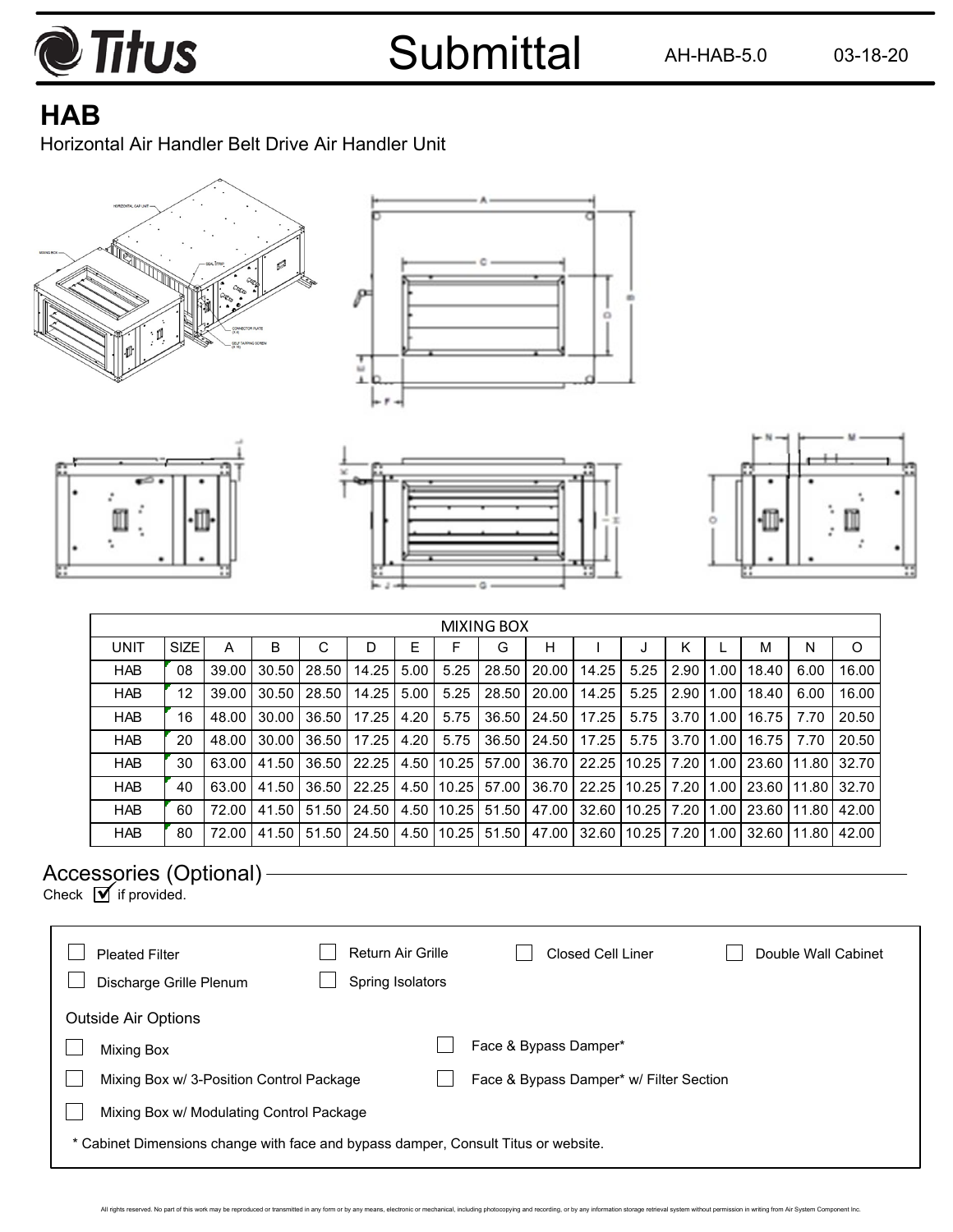# HAB

Horizontal Air Handler Belt Drive Air Handler Unit

| MIXING BOX | | | | | | | | | | | | | | | | |
|---|---|---|---|---|---|---|---|---|---|---|---|---|---|---|---|---|
| UNIT | SIZE | A | B | C | D | E | F | G | H | I | J | K | L | M | N | O |
| HAB | 08 | 39.00 | 30.50 | 28.50 | 14.25 | 5.00 | 5.25 | 28.50 | 20.00 | 14.25 | 5.25 | 2.90 | 1.00 | 18.40 | 6.00 | 16.00 |
| HAB | 12 | 39.00 | 30.50 | 28.50 | 14.25 | 5.00 | 5.25 | 28.50 | 20.00 | 14.25 | 5.25 | 2.90 | 1.00 | 18.40 | 6.00 | 16.00 |
| HAB | 16 | 48.00 | 30.00 | 36.50 | 17.25 | 4.20 | 5.75 | 36.50 | 24.50 | 17.25 | 5.75 | 3.70 | 1.00 | 16.75 | 7.70 | 20.50 |
| HAB | 20 | 48.00 | 30.00 | 36.50 | 17.25 | 4.20 | 5.75 | 36.50 | 24.50 | 17.25 | 5.75 | 3.70 | 1.00 | 16.75 | 7.70 | 20.50 |
| HAB | 30 | 63.00 | 41.50 | 36.50 | 22.25 | 4.50 | 10.25 | 57.00 | 36.70 | 22.25 | 10.25 | 7.20 | 1.00 | 23.60 | 11.80 | 32.70 |
| HAB | 40 | 63.00 | 41.50 | 36.50 | 22.25 | 4.50 | 10.25 | 57.00 | 36.70 | 22.25 | 10.25 | 7.20 | 1.00 | 23.60 | 11.80 | 32.70 |
| HAB | 60 | 72.00 | 41.50 | 51.50 | 24.50 | 4.50 | 10.25 | 51.50 | 47.00 | 32.60 | 10.25 | 7.20 | 1.00 | 23.60 | 11.80 | 42.00 |
| HAB | 80 | 72.00 | 41.50 | 51.50 | 24.50 | 4.50 | 10.25 | 51.50 | 47.00 | 32.60 | 10.25 | 7.20 | 1.00 | 32.60 | 11.80 | 42.00 |

## Accessories (Optional)

Check ☑ if provided.

- ☐ Pleated Filter
- ☐ Return Air Grille
- ☐ Closed Cell Liner
- ☐ Double Wall Cabinet
- ☐ Discharge Grille Plenum
- ☐ Spring Isolators

Outside Air Options

- ☐ Mixing Box
- ☐ Face & Bypass Damper*
- ☐ Mixing Box w/ 3-Position Control Package
- ☐ Face & Bypass Damper* w/ Filter Section
- ☐ Mixing Box w/ Modulating Control Package

* Cabinet Dimensions change with face and bypass damper, Consult Titus or website.

All rights reserved. No part of this work may be reproduced or transmitted in any form or by any means, electronic or mechanical, including photocopying and recording, or by any information storage retrieval system without permission in writing from Air System Component Inc.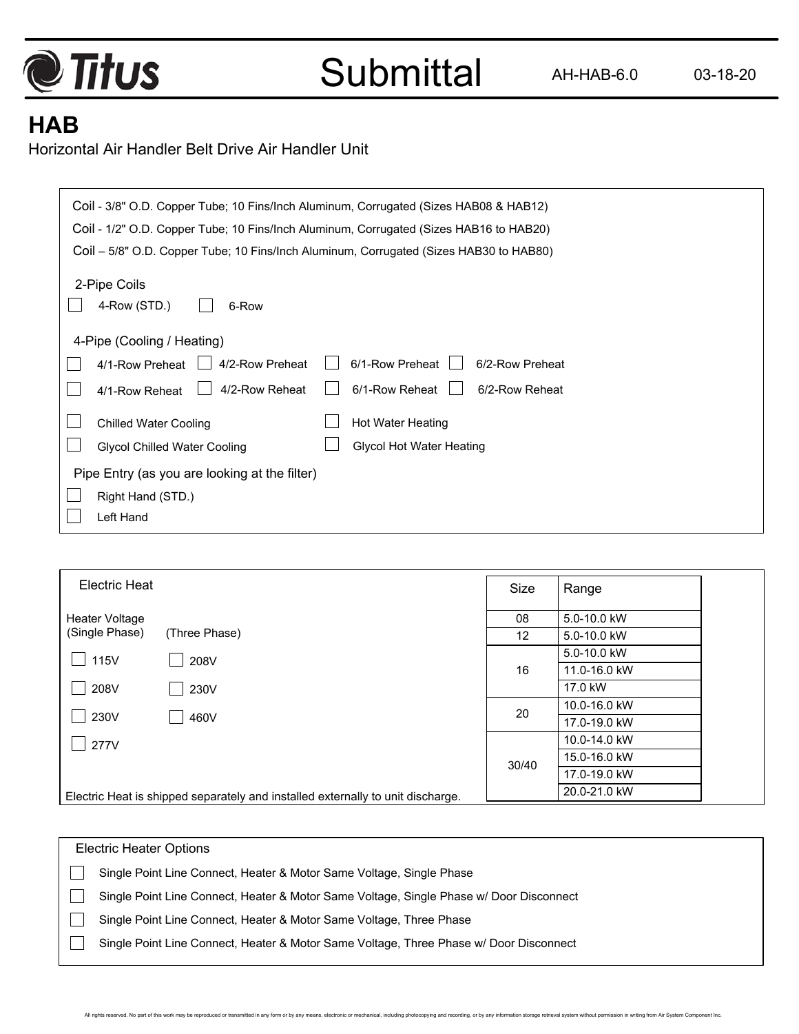# Submittal

AH-HAB-6.0 03-18-20

## HAB

Horizontal Air Handler Belt Drive Air Handler Unit

Coil - 3/8" O.D. Copper Tube; 10 Fins/Inch Aluminum, Corrugated (Sizes HAB08 & HAB12)

Coil - 1/2" O.D. Copper Tube; 10 Fins/Inch Aluminum, Corrugated (Sizes HAB16 to HAB20)

Coil – 5/8" O.D. Copper Tube; 10 Fins/Inch Aluminum, Corrugated (Sizes HAB30 to HAB80)

### 2-Pipe Coils

- ☐ 4-Row (STD.)
- ☐ 6-Row

### 4-Pipe (Cooling / Heating)

- ☐ 4/1-Row Preheat
- ☐ 4/2-Row Preheat
- ☐ 6/1-Row Preheat
- ☐ 6/2-Row Preheat
- ☐ 4/1-Row Reheat
- ☐ 4/2-Row Reheat
- ☐ 6/1-Row Reheat
- ☐ 6/2-Row Reheat

- ☐ Chilled Water Cooling
- ☐ Hot Water Heating
- ☐ Glycol Chilled Water Cooling
- ☐ Glycol Hot Water Heating

### Pipe Entry (as you are looking at the filter)

- ☐ Right Hand (STD.)
- ☐ Left Hand

### Electric Heat

Heater Voltage

(Single Phase)
- ☐ 115V
- ☐ 208V
- ☐ 230V
- ☐ 277V

(Three Phase)
- ☐ 208V
- ☐ 230V
- ☐ 460V

| Size | Range |
|---|---|
| 08 | 5.0-10.0 kW |
| 12 | 5.0-10.0 kW |
| 16 | 5.0-10.0 kW |
| | 11.0-16.0 kW |
| | 17.0 kW |
| 20 | 10.0-16.0 kW |
| | 17.0-19.0 kW |
| 30/40 | 10.0-14.0 kW |
| | 15.0-16.0 kW |
| | 17.0-19.0 kW |
| | 20.0-21.0 kW |

Electric Heat is shipped separately and installed externally to unit discharge.

### Electric Heater Options

- ☐ Single Point Line Connect, Heater & Motor Same Voltage, Single Phase
- ☐ Single Point Line Connect, Heater & Motor Same Voltage, Single Phase w/ Door Disconnect
- ☐ Single Point Line Connect, Heater & Motor Same Voltage, Three Phase
- ☐ Single Point Line Connect, Heater & Motor Same Voltage, Three Phase w/ Door Disconnect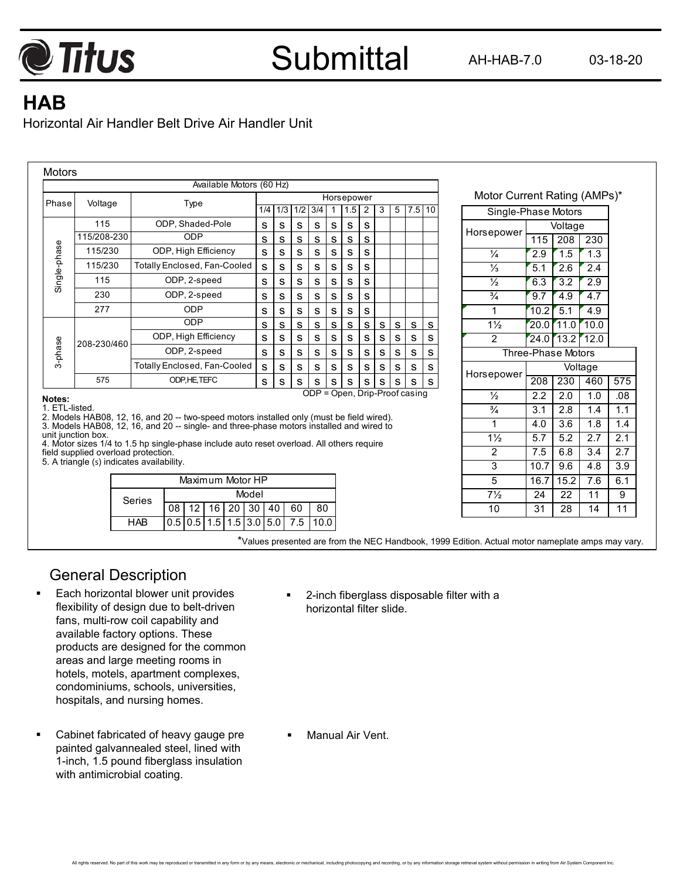# HAB

Horizontal Air Handler Belt Drive Air Handler Unit

## Motors

Available Motors (60 Hz)

| Phase | Voltage | Type | Horsepower | | | | | | | | | | |
|---|---|---|---|---|---|---|---|---|---|---|---|---|---|
| | | | 1/4 | 1/3 | 1/2 | 3/4 | 1 | 1.5 | 2 | 3 | 5 | 7.5 | 10 |
| Single-phase | 115 | ODP, Shaded-Pole | s | s | s | s | s | s | s | | | | |
| | 115/208-230 | ODP | s | s | s | s | s | s | s | | | | |
| | 115/230 | ODP, High Efficiency | s | s | s | s | s | s | s | | | | |
| | 115/230 | Totally Enclosed, Fan-Cooled | s | s | s | s | s | s | s | | | | |
| | 115 | ODP, 2-speed | s | s | s | s | s | s | s | | | | |
| | 230 | ODP, 2-speed | s | s | s | s | s | s | s | | | | |
| | 277 | ODP | s | s | s | s | s | s | s | | | | |
| 3-phase | 208-230/460 | ODP | s | s | s | s | s | s | s | s | s | s | s |
| | | ODP, High Efficiency | s | s | s | s | s | s | s | s | s | s | s |
| | | ODP, 2-speed | s | s | s | s | s | s | s | s | s | s | s |
| | | Totally Enclosed, Fan-Cooled | s | s | s | s | s | s | s | s | s | s | s |
| | 575 | ODP,HE,TEFC | s | s | s | s | s | s | s | s | s | s | s |

ODP = Open, Drip-Proof casing

**Notes:**

1. ETL-listed.
2. Models HAB08, 12, 16, and 20 -- two-speed motors installed only (must be field wired).
3. Models HAB08, 12, 16, and 20 -- single- and three-phase motors installed and wired to unit junction box.
4. Motor sizes 1/4 to 1.5 hp single-phase include auto reset overload. All others require field supplied overload protection.
5. A triangle (s) indicates availability.

Maximum Motor HP

| Series | Model | | | | | | | |
|---|---|---|---|---|---|---|---|---|
| | 08 | 12 | 16 | 20 | 30 | 40 | 60 | 80 |
| HAB | 0.5 | 0.5 | 1.5 | 1.5 | 3.0 | 5.0 | 7.5 | 10.0 |

Motor Current Rating (AMPs)*

Single-Phase Motors

| Horsepower | Voltage | | |
|---|---|---|---|
| | 115 | 208 | 230 |
| ¼ | 2.9 | 1.5 | 1.3 |
| ⅓ | 5.1 | 2.6 | 2.4 |
| ½ | 6.3 | 3.2 | 2.9 |
| ¾ | 9.7 | 4.9 | 4.7 |
| 1 | 10.2 | 5.1 | 4.9 |
| 1½ | 20.0 | 11.0 | 10.0 |
| 2 | 24.0 | 13.2 | 12.0 |

Three-Phase Motors

| Horsepower | Voltage | | | |
|---|---|---|---|---|
| | 208 | 230 | 460 | 575 |
| ½ | 2.2 | 2.0 | 1.0 | .08 |
| ¾ | 3.1 | 2.8 | 1.4 | 1.1 |
| 1 | 4.0 | 3.6 | 1.8 | 1.4 |
| 1½ | 5.7 | 5.2 | 2.7 | 2.1 |
| 2 | 7.5 | 6.8 | 3.4 | 2.7 |
| 3 | 10.7 | 9.6 | 4.8 | 3.9 |
| 5 | 16.7 | 15.2 | 7.6 | 6.1 |
| 7½ | 24 | 22 | 11 | 9 |
| 10 | 31 | 28 | 14 | 11 |

*Values presented are from the NEC Handbook, 1999 Edition. Actual motor nameplate amps may vary.

## General Description

- Each horizontal blower unit provides flexibility of design due to belt-driven fans, multi-row coil capability and available factory options. These products are designed for the common areas and large meeting rooms in hotels, motels, apartment complexes, condominiums, schools, universities, hospitals, and nursing homes.
- Cabinet fabricated of heavy gauge pre painted galvannealed steel, lined with 1-inch, 1.5 pound fiberglass insulation with antimicrobial coating.
- 2-inch fiberglass disposable filter with a horizontal filter slide.
- Manual Air Vent.